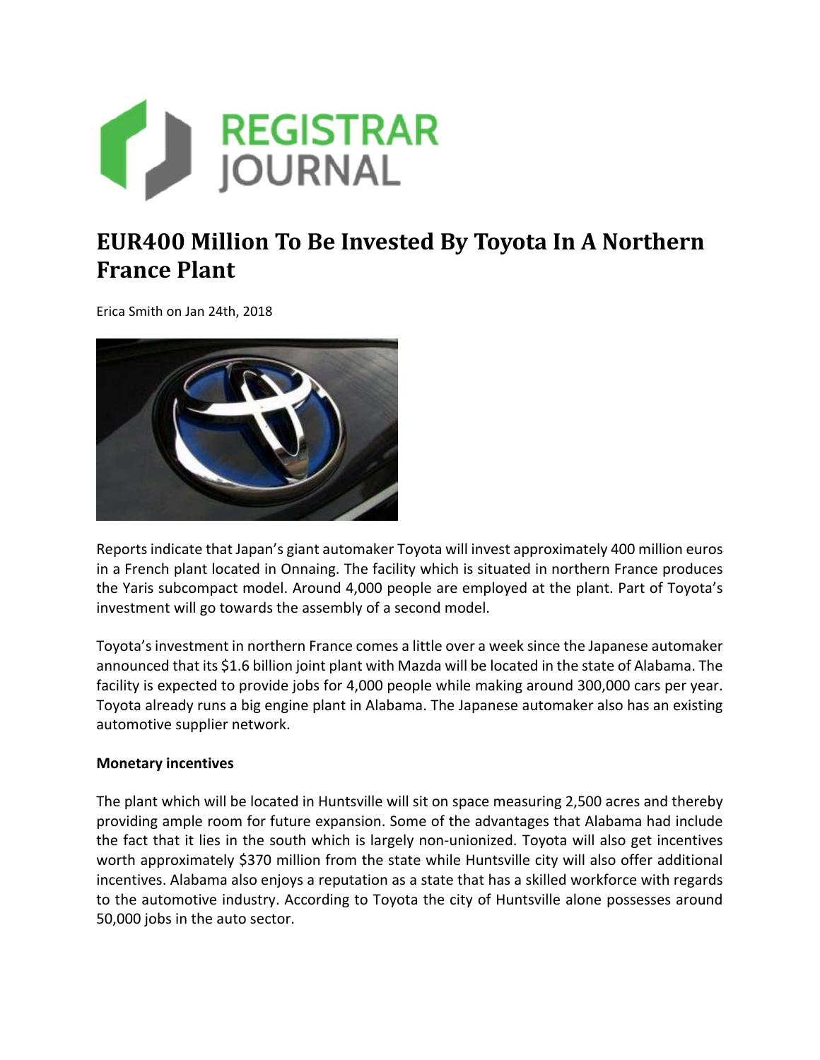REGISTRAR JOURNAL

# EUR400 Million To Be Invested By Toyota In A Northern France Plant

Erica Smith on Jan 24th, 2018

Reports indicate that Japan's giant automaker Toyota will invest approximately 400 million euros in a French plant located in Onnaing. The facility which is situated in northern France produces the Yaris subcompact model. Around 4,000 people are employed at the plant. Part of Toyota's investment will go towards the assembly of a second model.

Toyota's investment in northern France comes a little over a week since the Japanese automaker announced that its $1.6 billion joint plant with Mazda will be located in the state of Alabama. The facility is expected to provide jobs for 4,000 people while making around 300,000 cars per year. Toyota already runs a big engine plant in Alabama. The Japanese automaker also has an existing automotive supplier network.

**Monetary incentives**

The plant which will be located in Huntsville will sit on space measuring 2,500 acres and thereby providing ample room for future expansion. Some of the advantages that Alabama had include the fact that it lies in the south which is largely non-unionized. Toyota will also get incentives worth approximately $370 million from the state while Huntsville city will also offer additional incentives. Alabama also enjoys a reputation as a state that has a skilled workforce with regards to the automotive industry. According to Toyota the city of Huntsville alone possesses around 50,000 jobs in the auto sector.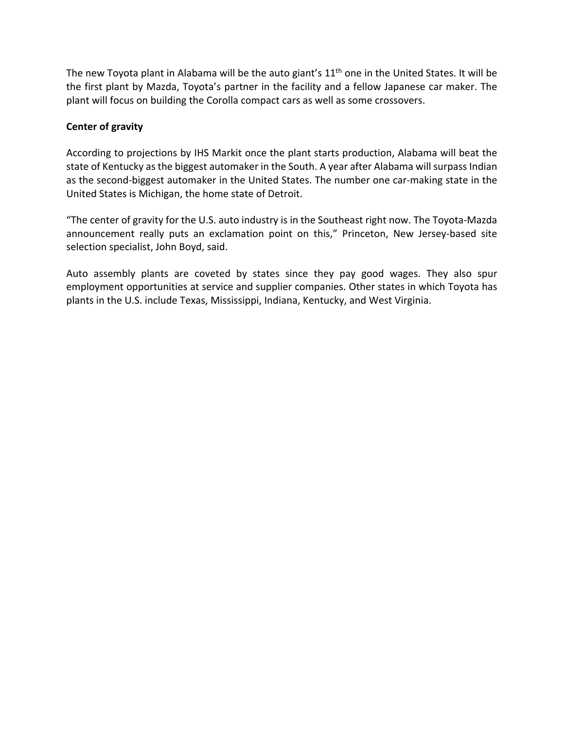The new Toyota plant in Alabama will be the auto giant's 11th one in the United States. It will be the first plant by Mazda, Toyota's partner in the facility and a fellow Japanese car maker. The plant will focus on building the Corolla compact cars as well as some crossovers.

**Center of gravity**

According to projections by IHS Markit once the plant starts production, Alabama will beat the state of Kentucky as the biggest automaker in the South. A year after Alabama will surpass Indian as the second-biggest automaker in the United States. The number one car-making state in the United States is Michigan, the home state of Detroit.

"The center of gravity for the U.S. auto industry is in the Southeast right now. The Toyota-Mazda announcement really puts an exclamation point on this," Princeton, New Jersey-based site selection specialist, John Boyd, said.

Auto assembly plants are coveted by states since they pay good wages. They also spur employment opportunities at service and supplier companies. Other states in which Toyota has plants in the U.S. include Texas, Mississippi, Indiana, Kentucky, and West Virginia.